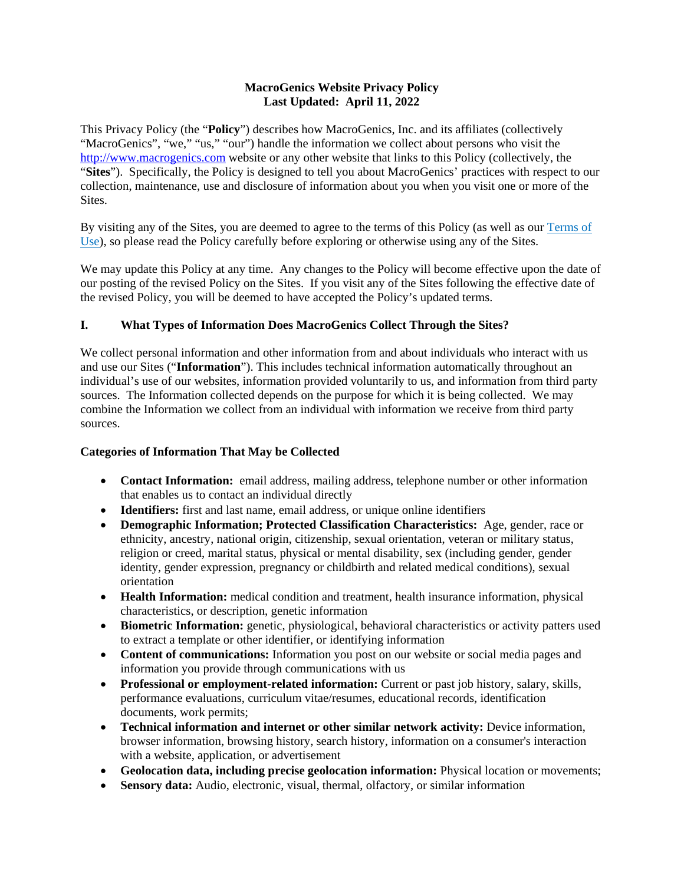# MacroGenics Website Privacy Policy
**Last Updated: April 11, 2022**

This Privacy Policy (the "**Policy**") describes how MacroGenics, Inc. and its affiliates (collectively "MacroGenics", "we," "us," "our") handle the information we collect about persons who visit the [http://www.macrogenics.com](http://www.macrogenics.com) website or any other website that links to this Policy (collectively, the "**Sites**"). Specifically, the Policy is designed to tell you about MacroGenics' practices with respect to our collection, maintenance, use and disclosure of information about you when you visit one or more of the Sites.

By visiting any of the Sites, you are deemed to agree to the terms of this Policy (as well as our Terms of Use), so please read the Policy carefully before exploring or otherwise using any of the Sites.

We may update this Policy at any time. Any changes to the Policy will become effective upon the date of our posting of the revised Policy on the Sites. If you visit any of the Sites following the effective date of the revised Policy, you will be deemed to have accepted the Policy's updated terms.

## I. What Types of Information Does MacroGenics Collect Through the Sites?

We collect personal information and other information from and about individuals who interact with us and use our Sites ("**Information**"). This includes technical information automatically throughout an individual's use of our websites, information provided voluntarily to us, and information from third party sources. The Information collected depends on the purpose for which it is being collected. We may combine the Information we collect from an individual with information we receive from third party sources.

### Categories of Information That May be Collected

- **Contact Information:** email address, mailing address, telephone number or other information that enables us to contact an individual directly
- **Identifiers:** first and last name, email address, or unique online identifiers
- **Demographic Information; Protected Classification Characteristics:** Age, gender, race or ethnicity, ancestry, national origin, citizenship, sexual orientation, veteran or military status, religion or creed, marital status, physical or mental disability, sex (including gender, gender identity, gender expression, pregnancy or childbirth and related medical conditions), sexual orientation
- **Health Information:** medical condition and treatment, health insurance information, physical characteristics, or description, genetic information
- **Biometric Information:** genetic, physiological, behavioral characteristics or activity patters used to extract a template or other identifier, or identifying information
- **Content of communications:** Information you post on our website or social media pages and information you provide through communications with us
- **Professional or employment-related information:** Current or past job history, salary, skills, performance evaluations, curriculum vitae/resumes, educational records, identification documents, work permits;
- **Technical information and internet or other similar network activity:** Device information, browser information, browsing history, search history, information on a consumer's interaction with a website, application, or advertisement
- **Geolocation data, including precise geolocation information:** Physical location or movements;
- **Sensory data:** Audio, electronic, visual, thermal, olfactory, or similar information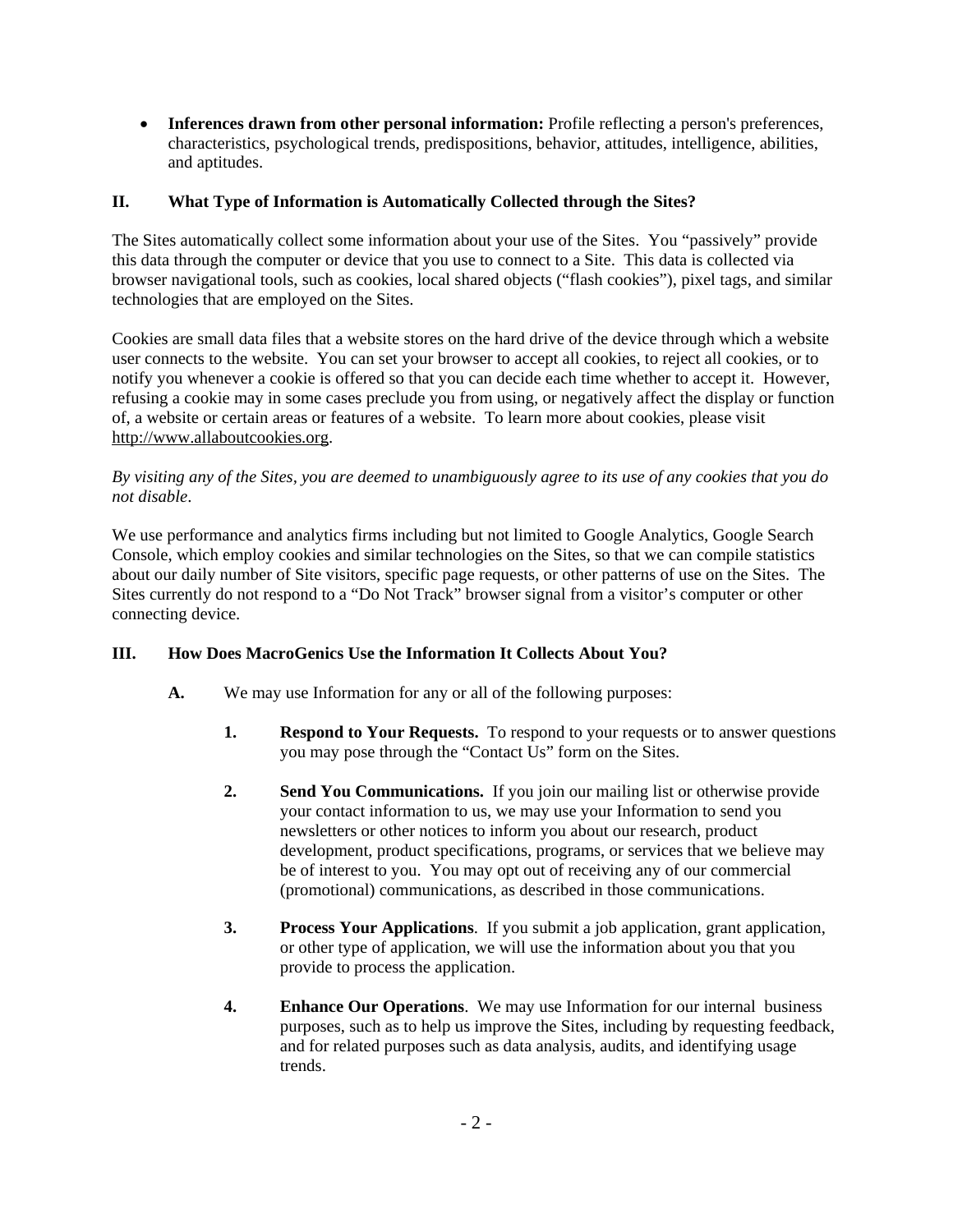- **Inferences drawn from other personal information:** Profile reflecting a person's preferences, characteristics, psychological trends, predispositions, behavior, attitudes, intelligence, abilities, and aptitudes.

## II. What Type of Information is Automatically Collected through the Sites?

The Sites automatically collect some information about your use of the Sites. You "passively" provide this data through the computer or device that you use to connect to a Site. This data is collected via browser navigational tools, such as cookies, local shared objects ("flash cookies"), pixel tags, and similar technologies that are employed on the Sites.

Cookies are small data files that a website stores on the hard drive of the device through which a website user connects to the website. You can set your browser to accept all cookies, to reject all cookies, or to notify you whenever a cookie is offered so that you can decide each time whether to accept it. However, refusing a cookie may in some cases preclude you from using, or negatively affect the display or function of, a website or certain areas or features of a website. To learn more about cookies, please visit http://www.allaboutcookies.org.

*By visiting any of the Sites, you are deemed to unambiguously agree to its use of any cookies that you do not disable*.

We use performance and analytics firms including but not limited to Google Analytics, Google Search Console, which employ cookies and similar technologies on the Sites, so that we can compile statistics about our daily number of Site visitors, specific page requests, or other patterns of use on the Sites. The Sites currently do not respond to a "Do Not Track" browser signal from a visitor's computer or other connecting device.

## III. How Does MacroGenics Use the Information It Collects About You?

**A.** We may use Information for any or all of the following purposes:

1. **Respond to Your Requests.** To respond to your requests or to answer questions you may pose through the "Contact Us" form on the Sites.

2. **Send You Communications.** If you join our mailing list or otherwise provide your contact information to us, we may use your Information to send you newsletters or other notices to inform you about our research, product development, product specifications, programs, or services that we believe may be of interest to you. You may opt out of receiving any of our commercial (promotional) communications, as described in those communications.

3. **Process Your Applications**. If you submit a job application, grant application, or other type of application, we will use the information about you that you provide to process the application.

4. **Enhance Our Operations**. We may use Information for our internal business purposes, such as to help us improve the Sites, including by requesting feedback, and for related purposes such as data analysis, audits, and identifying usage trends.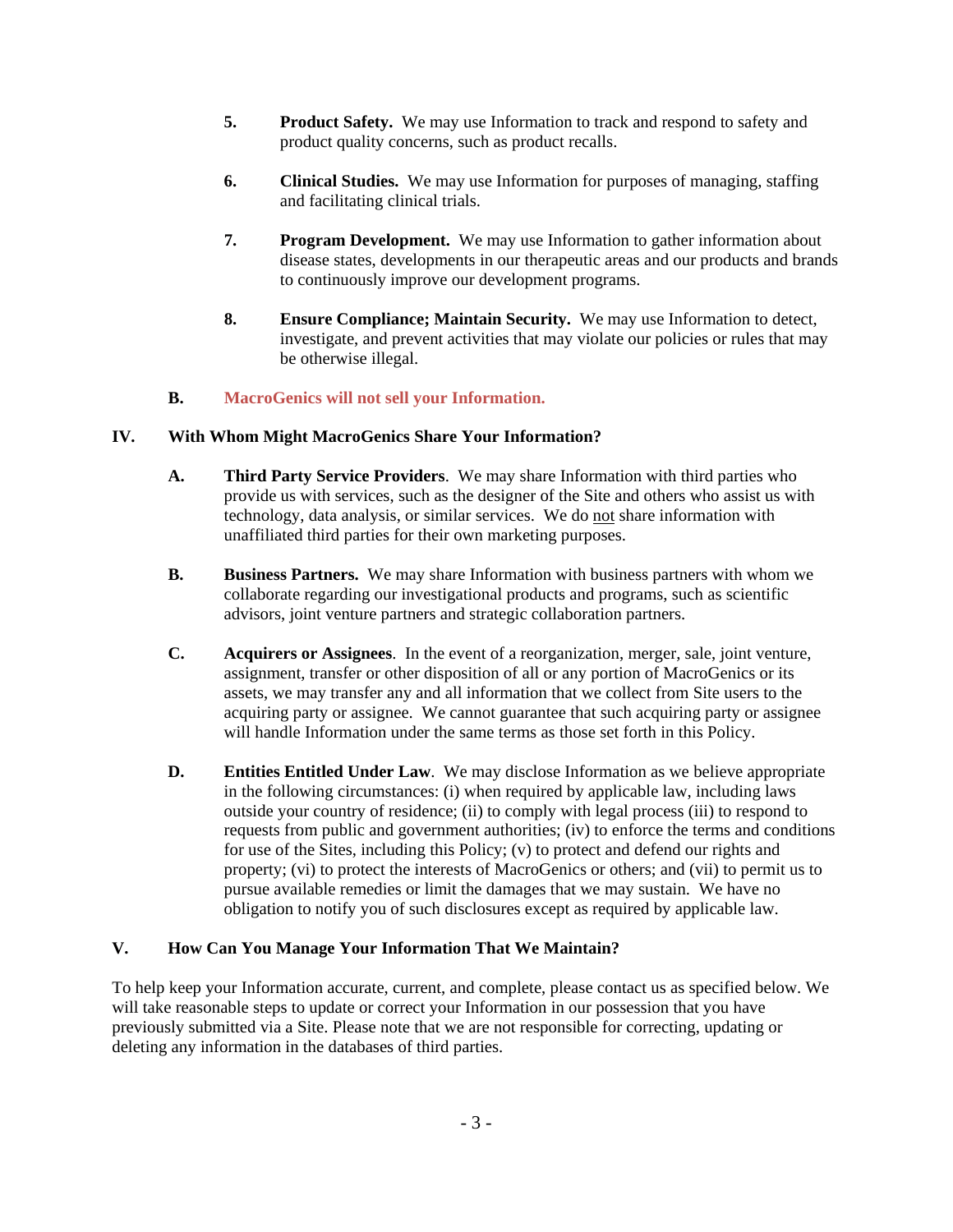5. **Product Safety.** We may use Information to track and respond to safety and product quality concerns, such as product recalls.

6. **Clinical Studies.** We may use Information for purposes of managing, staffing and facilitating clinical trials.

7. **Program Development.** We may use Information to gather information about disease states, developments in our therapeutic areas and our products and brands to continuously improve our development programs.

8. **Ensure Compliance; Maintain Security.** We may use Information to detect, investigate, and prevent activities that may violate our policies or rules that may be otherwise illegal.

**B. MacroGenics will not sell your Information.**

## IV. With Whom Might MacroGenics Share Your Information?

**A. Third Party Service Providers**. We may share Information with third parties who provide us with services, such as the designer of the Site and others who assist us with technology, data analysis, or similar services. We do not share information with unaffiliated third parties for their own marketing purposes.

**B. Business Partners.** We may share Information with business partners with whom we collaborate regarding our investigational products and programs, such as scientific advisors, joint venture partners and strategic collaboration partners.

**C. Acquirers or Assignees**. In the event of a reorganization, merger, sale, joint venture, assignment, transfer or other disposition of all or any portion of MacroGenics or its assets, we may transfer any and all information that we collect from Site users to the acquiring party or assignee. We cannot guarantee that such acquiring party or assignee will handle Information under the same terms as those set forth in this Policy.

**D. Entities Entitled Under Law**. We may disclose Information as we believe appropriate in the following circumstances: (i) when required by applicable law, including laws outside your country of residence; (ii) to comply with legal process (iii) to respond to requests from public and government authorities; (iv) to enforce the terms and conditions for use of the Sites, including this Policy; (v) to protect and defend our rights and property; (vi) to protect the interests of MacroGenics or others; and (vii) to permit us to pursue available remedies or limit the damages that we may sustain. We have no obligation to notify you of such disclosures except as required by applicable law.

## V. How Can You Manage Your Information That We Maintain?

To help keep your Information accurate, current, and complete, please contact us as specified below. We will take reasonable steps to update or correct your Information in our possession that you have previously submitted via a Site. Please note that we are not responsible for correcting, updating or deleting any information in the databases of third parties.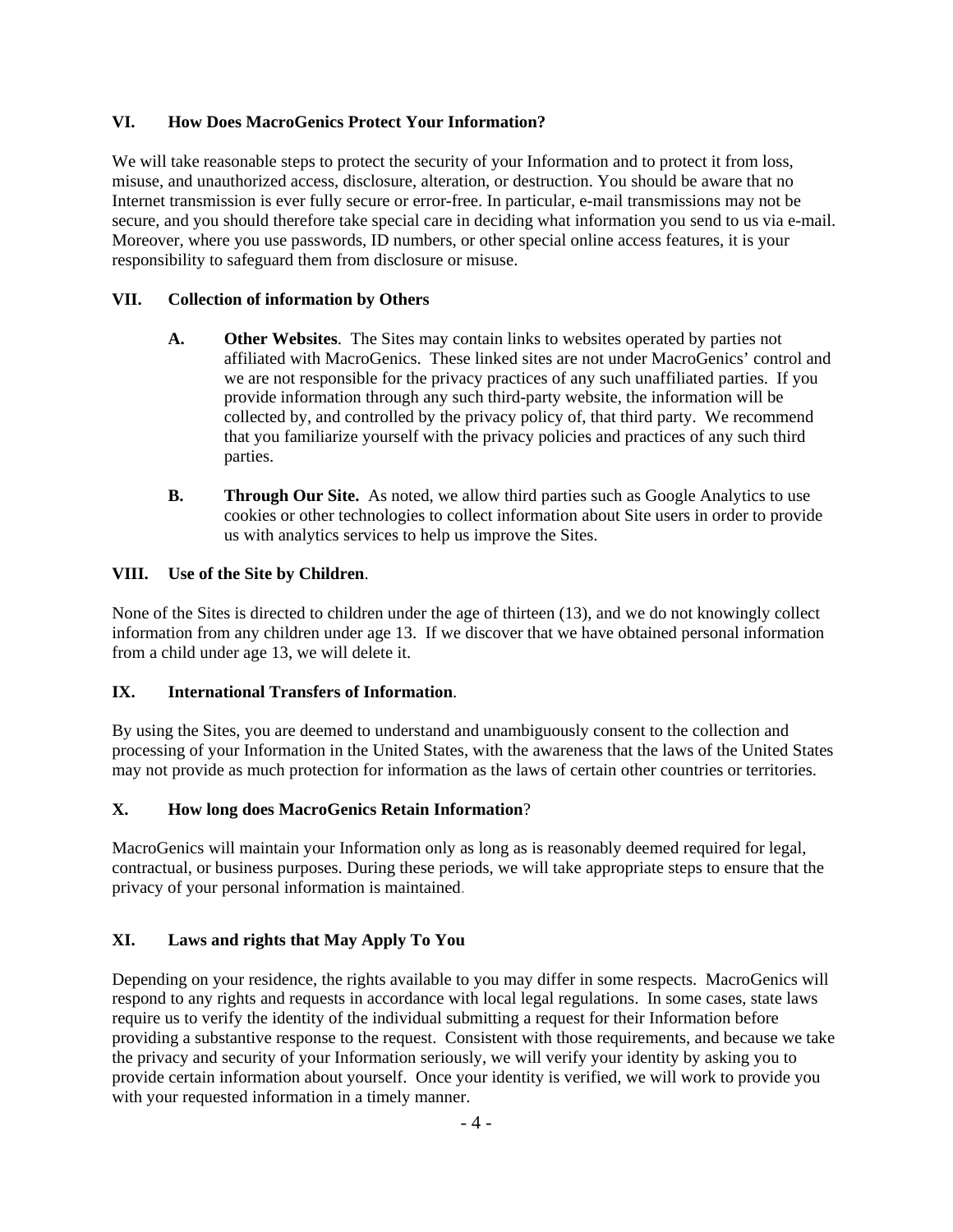## VI. How Does MacroGenics Protect Your Information?

We will take reasonable steps to protect the security of your Information and to protect it from loss, misuse, and unauthorized access, disclosure, alteration, or destruction. You should be aware that no Internet transmission is ever fully secure or error-free. In particular, e-mail transmissions may not be secure, and you should therefore take special care in deciding what information you send to us via e-mail. Moreover, where you use passwords, ID numbers, or other special online access features, it is your responsibility to safeguard them from disclosure or misuse.

## VII. Collection of information by Others

**A. Other Websites**. The Sites may contain links to websites operated by parties not affiliated with MacroGenics. These linked sites are not under MacroGenics' control and we are not responsible for the privacy practices of any such unaffiliated parties. If you provide information through any such third-party website, the information will be collected by, and controlled by the privacy policy of, that third party. We recommend that you familiarize yourself with the privacy policies and practices of any such third parties.

**B. Through Our Site.** As noted, we allow third parties such as Google Analytics to use cookies or other technologies to collect information about Site users in order to provide us with analytics services to help us improve the Sites.

## VIII. Use of the Site by Children.

None of the Sites is directed to children under the age of thirteen (13), and we do not knowingly collect information from any children under age 13. If we discover that we have obtained personal information from a child under age 13, we will delete it.

## IX. International Transfers of Information.

By using the Sites, you are deemed to understand and unambiguously consent to the collection and processing of your Information in the United States, with the awareness that the laws of the United States may not provide as much protection for information as the laws of certain other countries or territories.

## X. How long does MacroGenics Retain Information?

MacroGenics will maintain your Information only as long as is reasonably deemed required for legal, contractual, or business purposes. During these periods, we will take appropriate steps to ensure that the privacy of your personal information is maintained.

## XI. Laws and rights that May Apply To You

Depending on your residence, the rights available to you may differ in some respects. MacroGenics will respond to any rights and requests in accordance with local legal regulations. In some cases, state laws require us to verify the identity of the individual submitting a request for their Information before providing a substantive response to the request. Consistent with those requirements, and because we take the privacy and security of your Information seriously, we will verify your identity by asking you to provide certain information about yourself. Once your identity is verified, we will work to provide you with your requested information in a timely manner.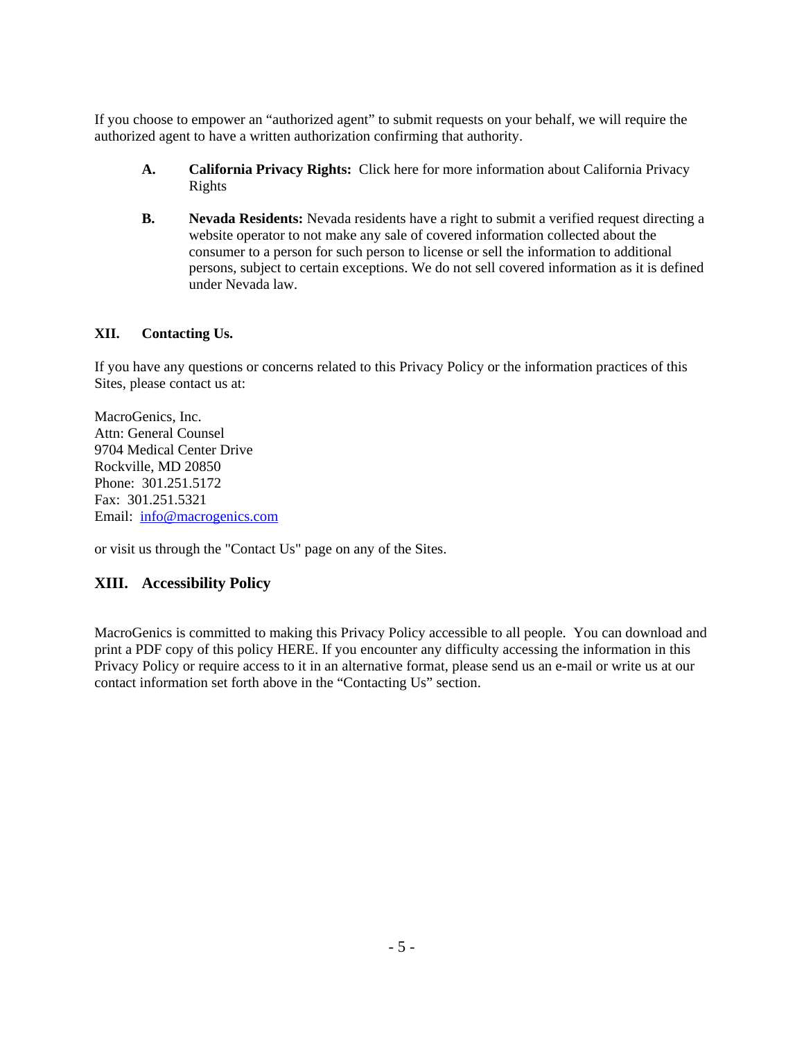If you choose to empower an "authorized agent" to submit requests on your behalf, we will require the authorized agent to have a written authorization confirming that authority.

**A.** **California Privacy Rights:** Click here for more information about California Privacy Rights

**B.** **Nevada Residents:** Nevada residents have a right to submit a verified request directing a website operator to not make any sale of covered information collected about the consumer to a person for such person to license or sell the information to additional persons, subject to certain exceptions. We do not sell covered information as it is defined under Nevada law.

**XII. Contacting Us.**

If you have any questions or concerns related to this Privacy Policy or the information practices of this Sites, please contact us at:

MacroGenics, Inc.
Attn: General Counsel
9704 Medical Center Drive
Rockville, MD 20850
Phone: 301.251.5172
Fax: 301.251.5321
Email: info@macrogenics.com

or visit us through the "Contact Us" page on any of the Sites.

## XIII. Accessibility Policy

MacroGenics is committed to making this Privacy Policy accessible to all people. You can download and print a PDF copy of this policy HERE. If you encounter any difficulty accessing the information in this Privacy Policy or require access to it in an alternative format, please send us an e-mail or write us at our contact information set forth above in the "Contacting Us" section.